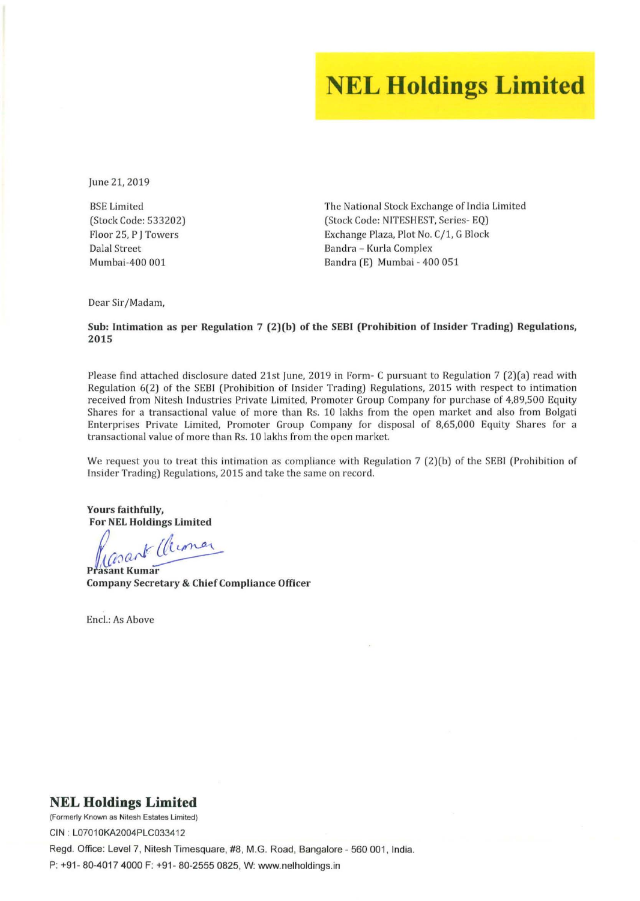# NEL Holdings Limited

June 21, 2019

BSE Limited
(Stock Code: 533202)
Floor 25, P J Towers
Dalal Street
Mumbai-400 001

The National Stock Exchange of India Limited
(Stock Code: NITESHEST, Series- EQ)
Exchange Plaza, Plot No. C/1, G Block
Bandra – Kurla Complex
Bandra (E) Mumbai - 400 051

Dear Sir/Madam,

**Sub: Intimation as per Regulation 7 (2)(b) of the SEBI (Prohibition of Insider Trading) Regulations, 2015**

Please find attached disclosure dated 21st June, 2019 in Form- C pursuant to Regulation 7 (2)(a) read with Regulation 6(2) of the SEBI (Prohibition of Insider Trading) Regulations, 2015 with respect to intimation received from Nitesh Industries Private Limited, Promoter Group Company for purchase of 4,89,500 Equity Shares for a transactional value of more than Rs. 10 lakhs from the open market and also from Bolgati Enterprises Private Limited, Promoter Group Company for disposal of 8,65,000 Equity Shares for a transactional value of more than Rs. 10 lakhs from the open market.

We request you to treat this intimation as compliance with Regulation 7 (2)(b) of the SEBI (Prohibition of Insider Trading) Regulations, 2015 and take the same on record.

**Yours faithfully,**
**For NEL Holdings Limited**

**Prasant Kumar**
**Company Secretary & Chief Compliance Officer**

Encl.: As Above

**NEL Holdings Limited**
(Formerly Known as Nitesh Estates Limited)
CIN : L07010KA2004PLC033412
Regd. Office: Level 7, Nitesh Timesquare, #8, M.G. Road, Bangalore - 560 001, India.
P: +91- 80-4017 4000 F: +91- 80-2555 0825, W: www.nelholdings.in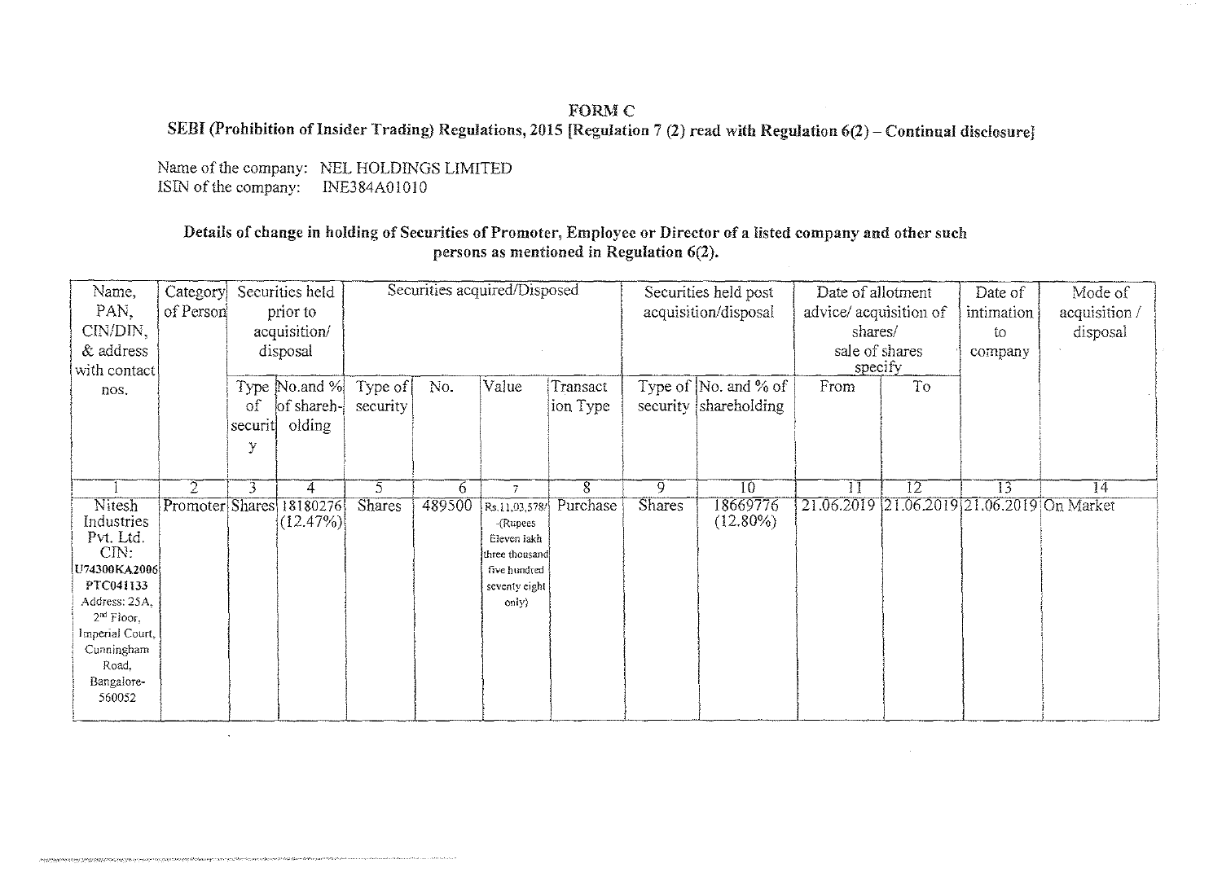## FORM C

**SEBI (Prohibition of Insider Trading) Regulations, 2015 [Regulation 7 (2) read with Regulation 6(2) – Continual disclosure]**

Name of the company: NEL HOLDINGS LIMITED
ISIN of the company: INE384A01010

**Details of change in holding of Securities of Promoter, Employee or Director of a listed company and other such persons as mentioned in Regulation 6(2).**

| Name, PAN, CIN/DIN, & address with contact nos. | Category of Person | Securities held prior to acquisition/ disposal | | Securities acquired/Disposed | | | | Securities held post acquisition/disposal | | Date of allotment advice/ acquisition of shares/ sale of shares specify | | Date of intimation to company | Mode of acquisition / disposal |
|---|---|---|---|---|---|---|---|---|---|---|---|---|---|
| | | Type of security | No.and % of shareholding | Type of security | No. | Value | Transaction Type | Type of security | No. and % of shareholding | From | To | | |
| 1 | 2 | 3 | 4 | 5 | 6 | 7 | 8 | 9 | 10 | 11 | 12 | 13 | 14 |
| Nitesh Industries Pvt. Ltd. CIN: U74300KA2006PTC041133 Address: 25A, 2nd Floor, Imperial Court, Cunningham Road, Bangalore-560052 | Promoter | Shares | 18180276 (12.47%) | Shares | 489500 | Rs.11,03,578/- (Rupees Eleven lakh three thousand five hundred seventy eight only) | Purchase | Shares | 18669776 (12.80%) | 21.06.2019 | 21.06.2019 | 21.06.2019 | On Market |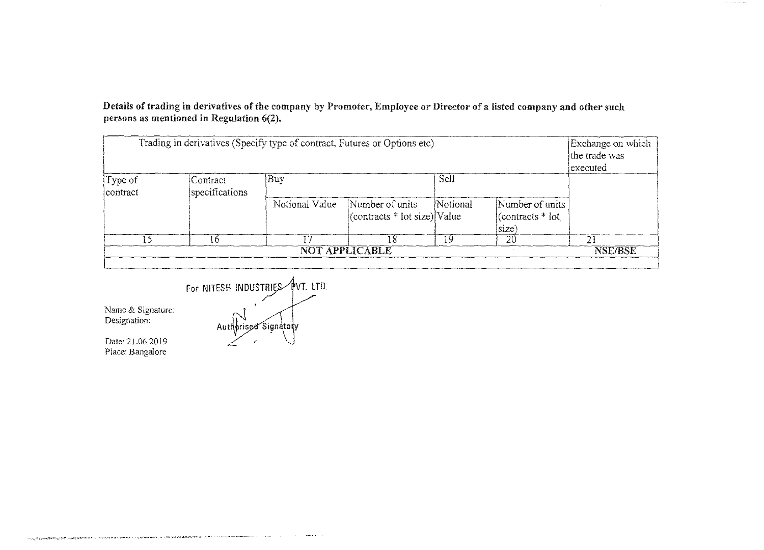**Details of trading in derivatives of the company by Promoter, Employee or Director of a listed company and other such persons as mentioned in Regulation 6(2).**

| Trading in derivatives (Specify type of contract, Futures or Options etc) | | | | | | Exchange on which the trade was executed |
|---|---|---|---|---|---|---|
| Type of contract | Contract specifications | Buy | | Sell | | |
| | | Notional Value | Number of units (contracts * lot size) | Notional Value | Number of units (contracts * lot size) | |
| 15 | 16 | 17 | 18 | 19 | 20 | 21 |
| NOT APPLICABLE | | | | | | NSE/BSE |

For NITESH INDUSTRIES PVT. LTD.

Name & Signature:
Designation: Authorised Signatory

Date: 21.06.2019
Place: Bangalore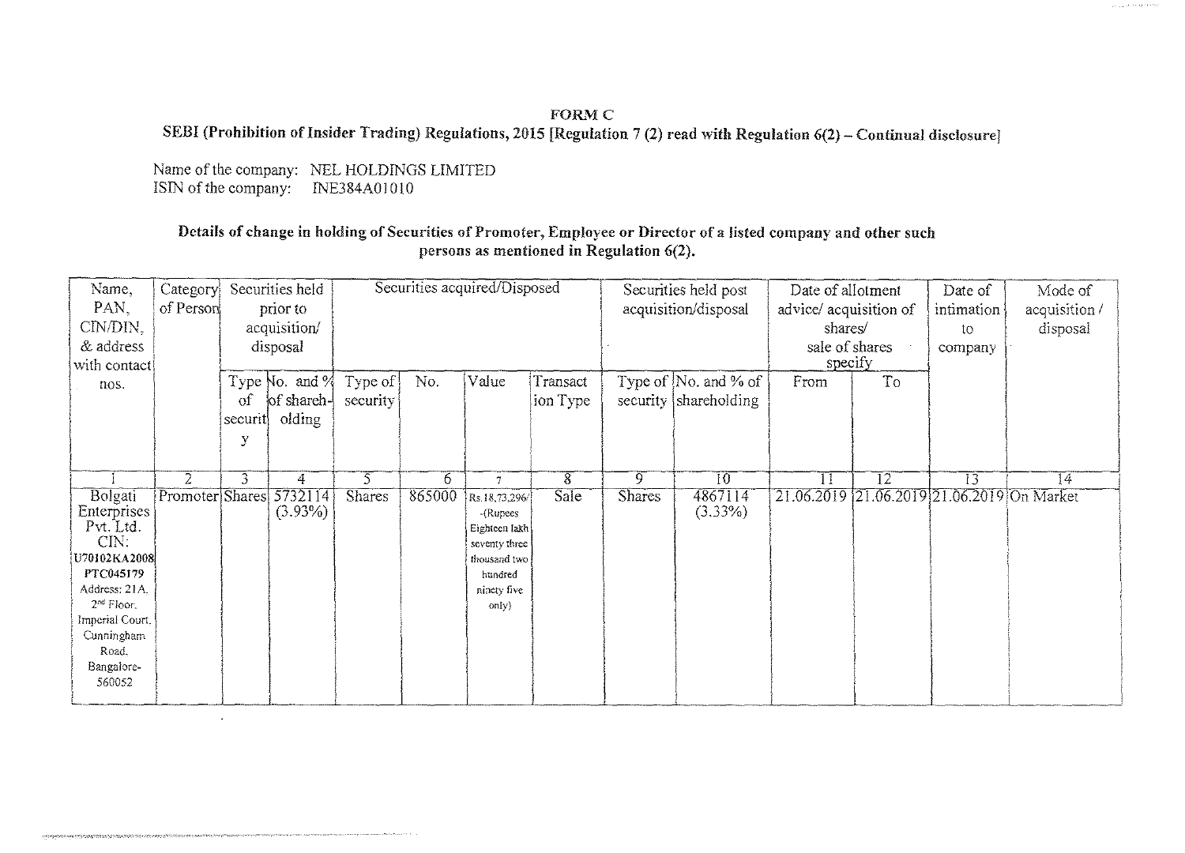**FORM C**

**SEBI (Prohibition of Insider Trading) Regulations, 2015 [Regulation 7 (2) read with Regulation 6(2) – Continual disclosure]**

Name of the company: NEL HOLDINGS LIMITED
ISIN of the company: INE384A01010

**Details of change in holding of Securities of Promoter, Employee or Director of a listed company and other such persons as mentioned in Regulation 6(2).**

| Name, PAN, CIN/DIN, & address with contact nos. | Category of Person | Securities held prior to acquisition/ disposal | | Securities acquired/Disposed | | | | Securities held post acquisition/disposal | | Date of allotment advice/ acquisition of shares/ sale of shares specify | | Date of intimation to company | Mode of acquisition / disposal |
|---|---|---|---|---|---|---|---|---|---|---|---|---|---|
| | | Type of security | No. and % of shareholding | Type of security | No. | Value | Transaction Type | Type of security | No. and % of shareholding | From | To | | |
| 1 | 2 | 3 | 4 | 5 | 6 | 7 | 8 | 9 | 10 | 11 | 12 | 13 | 14 |
| Bolgati Enterprises Pvt. Ltd. CIN: U70102KA2008PTC045179 Address: 21A, 2nd Floor, Imperial Court, Cunningham Road, Bangalore-560052 | Promoter | Shares | 5732114 (3.93%) | Shares | 865000 | Rs.18,73,296/- (Rupees Eighteen lakh seventy three thousand two hundred ninety five only) | Sale | Shares | 4867114 (3.33%) | 21.06.2019 | 21.06.2019 | 21.06.2019 | On Market |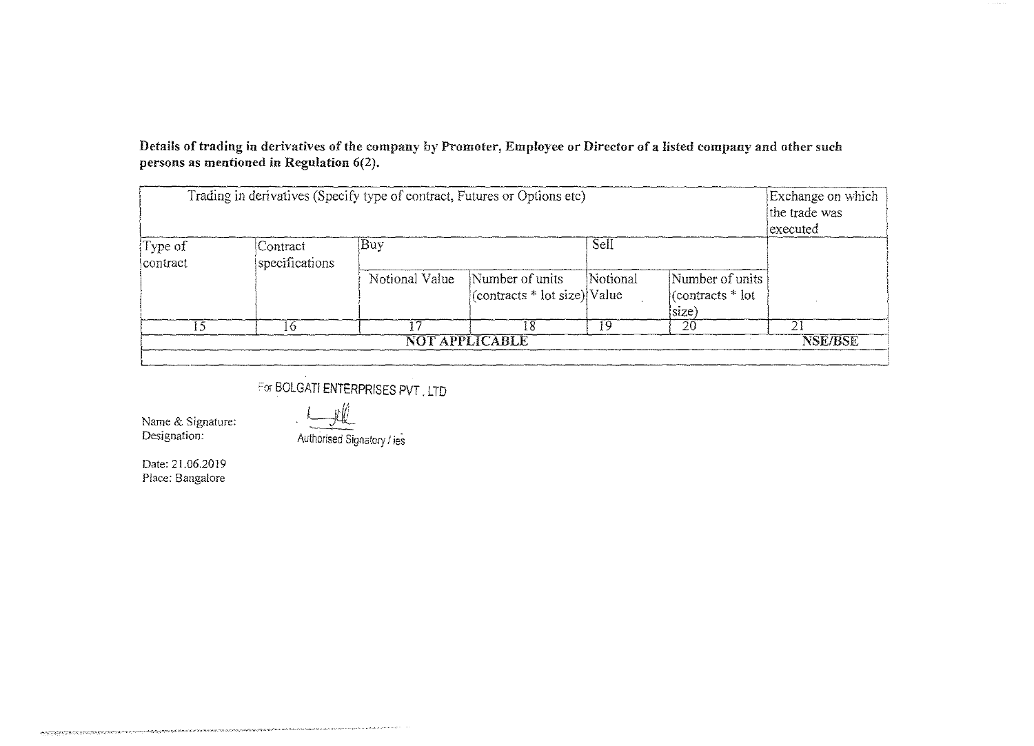**Details of trading in derivatives of the company by Promoter, Employee or Director of a listed company and other such persons as mentioned in Regulation 6(2).**

| Trading in derivatives (Specify type of contract, Futures or Options etc) | | | | | | Exchange on which the trade was executed |
|---|---|---|---|---|---|---|
| Type of contract | Contract specifications | Buy | | Sell | | |
| | | Notional Value | Number of units (contracts * lot size) | Notional Value | Number of units (contracts * lot size) | |
| 15 | 16 | 17 | 18 | 19 | 20 | 21 |
| NOT APPLICABLE | | | | | | NSE/BSE |
| | | | | | | |

For BOLGATI ENTERPRISES PVT. LTD

Name & Signature:
Designation: Authorised Signatory / ies

Date: 21.06.2019
Place: Bangalore